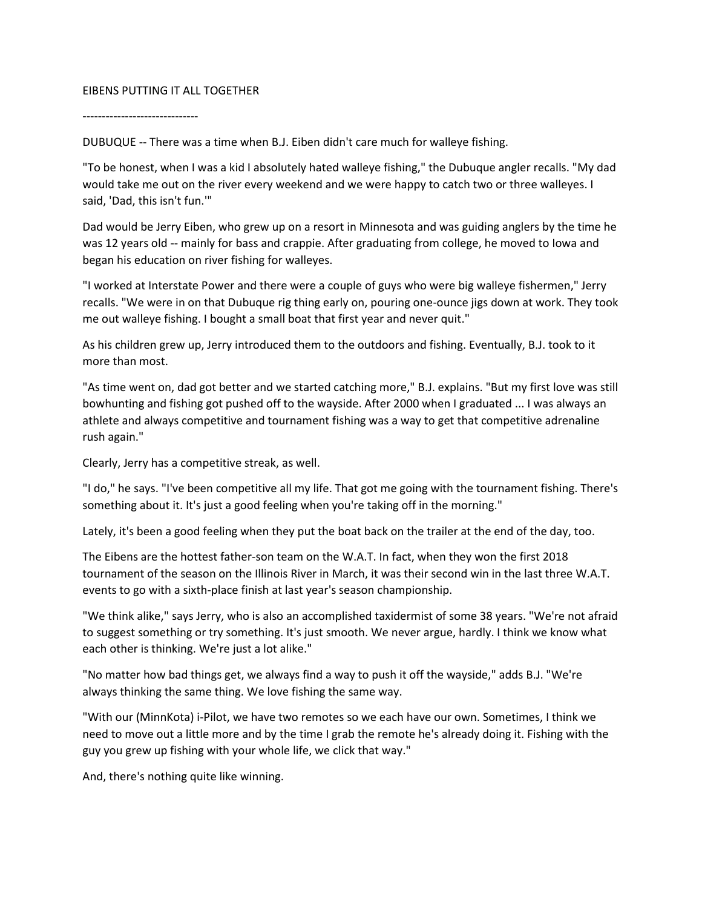# EIBENS PUTTING IT ALL TOGETHER

------------------------------

DUBUQUE -- There was a time when B.J. Eiben didn't care much for walleye fishing.

"To be honest, when I was a kid I absolutely hated walleye fishing," the Dubuque angler recalls. "My dad would take me out on the river every weekend and we were happy to catch two or three walleyes. I said, 'Dad, this isn't fun.'"

Dad would be Jerry Eiben, who grew up on a resort in Minnesota and was guiding anglers by the time he was 12 years old -- mainly for bass and crappie. After graduating from college, he moved to Iowa and began his education on river fishing for walleyes.

"I worked at Interstate Power and there were a couple of guys who were big walleye fishermen," Jerry recalls. "We were in on that Dubuque rig thing early on, pouring one-ounce jigs down at work. They took me out walleye fishing. I bought a small boat that first year and never quit."

As his children grew up, Jerry introduced them to the outdoors and fishing. Eventually, B.J. took to it more than most.

"As time went on, dad got better and we started catching more," B.J. explains. "But my first love was still bowhunting and fishing got pushed off to the wayside. After 2000 when I graduated ... I was always an athlete and always competitive and tournament fishing was a way to get that competitive adrenaline rush again."

Clearly, Jerry has a competitive streak, as well.

"I do," he says. "I've been competitive all my life. That got me going with the tournament fishing. There's something about it. It's just a good feeling when you're taking off in the morning."

Lately, it's been a good feeling when they put the boat back on the trailer at the end of the day, too.

The Eibens are the hottest father-son team on the W.A.T. In fact, when they won the first 2018 tournament of the season on the Illinois River in March, it was their second win in the last three W.A.T. events to go with a sixth-place finish at last year's season championship.

"We think alike," says Jerry, who is also an accomplished taxidermist of some 38 years. "We're not afraid to suggest something or try something. It's just smooth. We never argue, hardly. I think we know what each other is thinking. We're just a lot alike."

"No matter how bad things get, we always find a way to push it off the wayside," adds B.J. "We're always thinking the same thing. We love fishing the same way.

"With our (MinnKota) i-Pilot, we have two remotes so we each have our own. Sometimes, I think we need to move out a little more and by the time I grab the remote he's already doing it. Fishing with the guy you grew up fishing with your whole life, we click that way."

And, there's nothing quite like winning.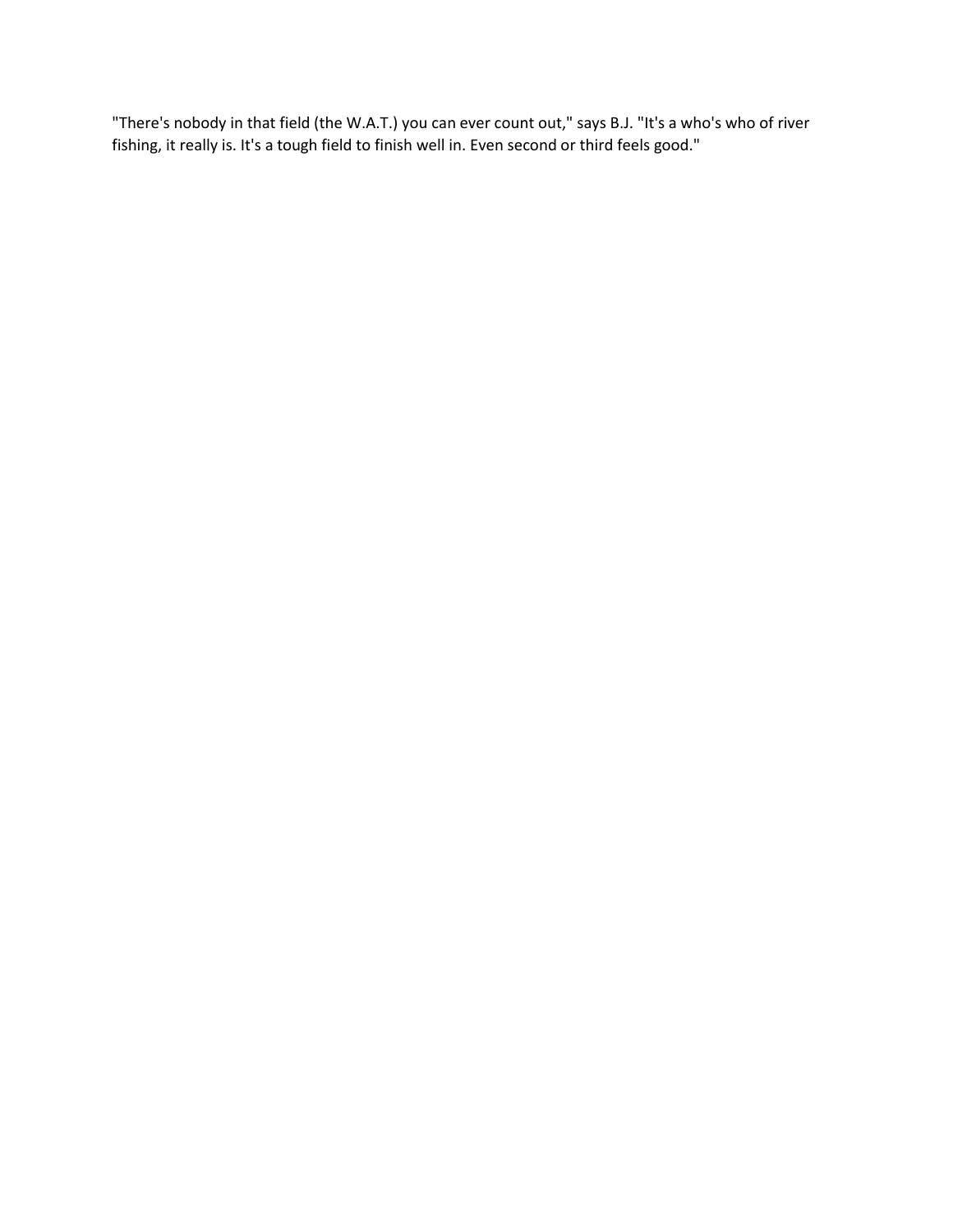"There's nobody in that field (the W.A.T.) you can ever count out," says B.J. "It's a who's who of river fishing, it really is. It's a tough field to finish well in. Even second or third feels good."